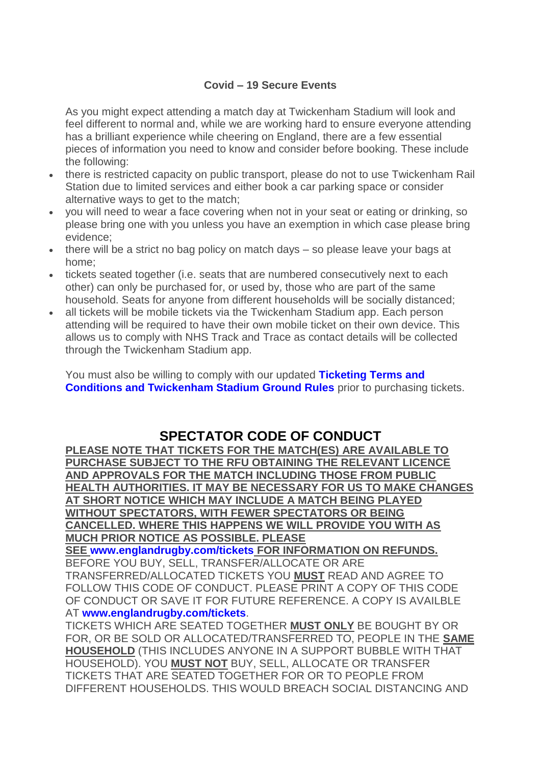### Covid – 19 Secure Events

As you might expect attending a match day at Twickenham Stadium will look and feel different to normal and, while we are working hard to ensure everyone attending has a brilliant experience while cheering on England, there are a few essential pieces of information you need to know and consider before booking. These include the following:

- there is restricted capacity on public transport, please do not to use Twickenham Rail Station due to limited services and either book a car parking space or consider alternative ways to get to the match;
- you will need to wear a face covering when not in your seat or eating or drinking, so please bring one with you unless you have an exemption in which case please bring evidence;
- there will be a strict no bag policy on match days – so please leave your bags at home;
- tickets seated together (i.e. seats that are numbered consecutively next to each other) can only be purchased for, or used by, those who are part of the same household. Seats for anyone from different households will be socially distanced;
- all tickets will be mobile tickets via the Twickenham Stadium app. Each person attending will be required to have their own mobile ticket on their own device. This allows us to comply with NHS Track and Trace as contact details will be collected through the Twickenham Stadium app.

You must also be willing to comply with our updated **Ticketing Terms and Conditions and Twickenham Stadium Ground Rules** prior to purchasing tickets.

## SPECTATOR CODE OF CONDUCT

**PLEASE NOTE THAT TICKETS FOR THE MATCH(ES) ARE AVAILABLE TO PURCHASE SUBJECT TO THE RFU OBTAINING THE RELEVANT LICENCE AND APPROVALS FOR THE MATCH INCLUDING THOSE FROM PUBLIC HEALTH AUTHORITIES. IT MAY BE NECESSARY FOR US TO MAKE CHANGES AT SHORT NOTICE WHICH MAY INCLUDE A MATCH BEING PLAYED WITHOUT SPECTATORS, WITH FEWER SPECTATORS OR BEING CANCELLED. WHERE THIS HAPPENS WE WILL PROVIDE YOU WITH AS MUCH PRIOR NOTICE AS POSSIBLE. PLEASE SEE www.englandrugby.com/tickets FOR INFORMATION ON REFUNDS.**

BEFORE YOU BUY, SELL, TRANSFER/ALLOCATE OR ARE TRANSFERRED/ALLOCATED TICKETS YOU **MUST** READ AND AGREE TO FOLLOW THIS CODE OF CONDUCT. PLEASE PRINT A COPY OF THIS CODE OF CONDUCT OR SAVE IT FOR FUTURE REFERENCE. A COPY IS AVAILBLE AT **www.englandrugby.com/tickets**.

TICKETS WHICH ARE SEATED TOGETHER **MUST ONLY** BE BOUGHT BY OR FOR, OR BE SOLD OR ALLOCATED/TRANSFERRED TO, PEOPLE IN THE **SAME HOUSEHOLD** (THIS INCLUDES ANYONE IN A SUPPORT BUBBLE WITH THAT HOUSEHOLD). YOU **MUST NOT** BUY, SELL, ALLOCATE OR TRANSFER TICKETS THAT ARE SEATED TOGETHER FOR OR TO PEOPLE FROM DIFFERENT HOUSEHOLDS. THIS WOULD BREACH SOCIAL DISTANCING AND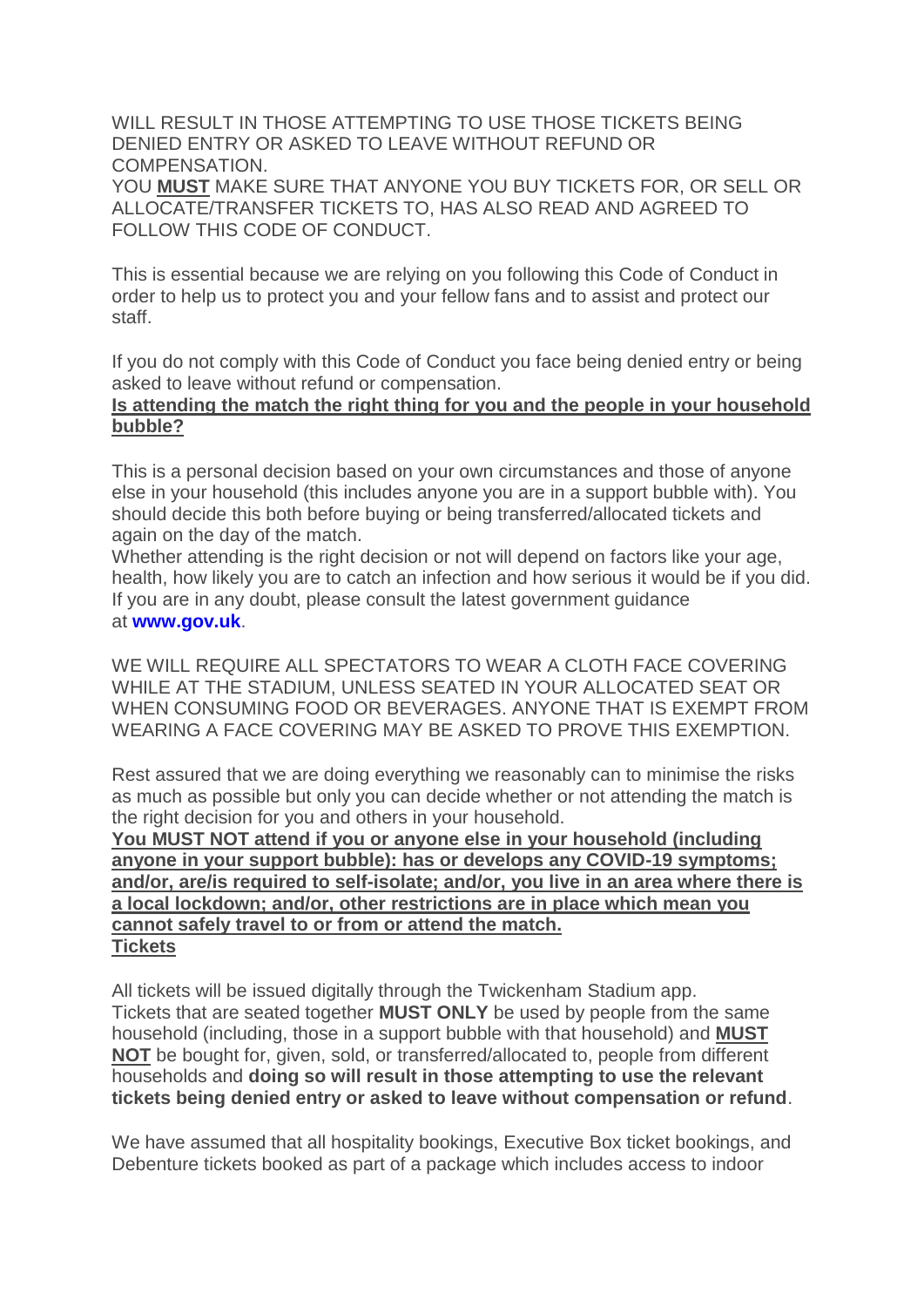WILL RESULT IN THOSE ATTEMPTING TO USE THOSE TICKETS BEING DENIED ENTRY OR ASKED TO LEAVE WITHOUT REFUND OR COMPENSATION.
YOU **MUST** MAKE SURE THAT ANYONE YOU BUY TICKETS FOR, OR SELL OR ALLOCATE/TRANSFER TICKETS TO, HAS ALSO READ AND AGREED TO FOLLOW THIS CODE OF CONDUCT.

This is essential because we are relying on you following this Code of Conduct in order to help us to protect you and your fellow fans and to assist and protect our staff.

If you do not comply with this Code of Conduct you face being denied entry or being asked to leave without refund or compensation.

**Is attending the match the right thing for you and the people in your household bubble?**

This is a personal decision based on your own circumstances and those of anyone else in your household (this includes anyone you are in a support bubble with). You should decide this both before buying or being transferred/allocated tickets and again on the day of the match.
Whether attending is the right decision or not will depend on factors like your age, health, how likely you are to catch an infection and how serious it would be if you did. If you are in any doubt, please consult the latest government guidance at **www.gov.uk**.

WE WILL REQUIRE ALL SPECTATORS TO WEAR A CLOTH FACE COVERING WHILE AT THE STADIUM, UNLESS SEATED IN YOUR ALLOCATED SEAT OR WHEN CONSUMING FOOD OR BEVERAGES. ANYONE THAT IS EXEMPT FROM WEARING A FACE COVERING MAY BE ASKED TO PROVE THIS EXEMPTION.

Rest assured that we are doing everything we reasonably can to minimise the risks as much as possible but only you can decide whether or not attending the match is the right decision for you and others in your household.

**You MUST NOT attend if you or anyone else in your household (including anyone in your support bubble): has or develops any COVID-19 symptoms; and/or, are/is required to self-isolate; and/or, you live in an area where there is a local lockdown; and/or, other restrictions are in place which mean you cannot safely travel to or from or attend the match.**

**Tickets**

All tickets will be issued digitally through the Twickenham Stadium app.
Tickets that are seated together **MUST ONLY** be used by people from the same household (including, those in a support bubble with that household) and **MUST NOT** be bought for, given, sold, or transferred/allocated to, people from different households and **doing so will result in those attempting to use the relevant tickets being denied entry or asked to leave without compensation or refund**.

We have assumed that all hospitality bookings, Executive Box ticket bookings, and Debenture tickets booked as part of a package which includes access to indoor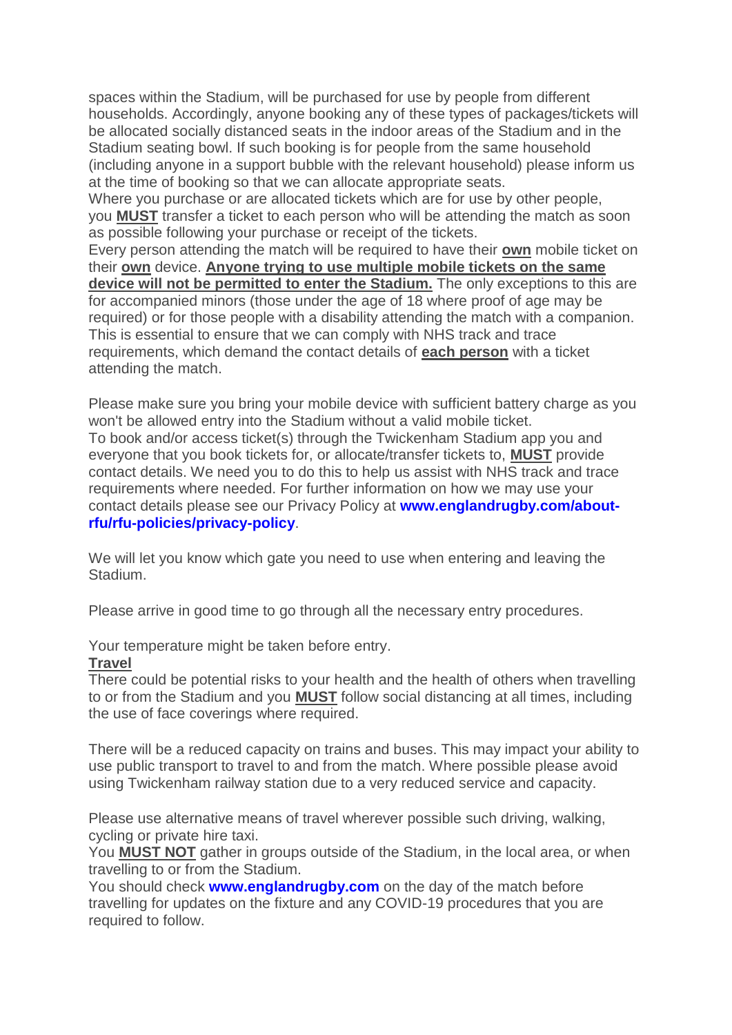spaces within the Stadium, will be purchased for use by people from different households. Accordingly, anyone booking any of these types of packages/tickets will be allocated socially distanced seats in the indoor areas of the Stadium and in the Stadium seating bowl. If such booking is for people from the same household (including anyone in a support bubble with the relevant household) please inform us at the time of booking so that we can allocate appropriate seats.

Where you purchase or are allocated tickets which are for use by other people, you **MUST** transfer a ticket to each person who will be attending the match as soon as possible following your purchase or receipt of the tickets.

Every person attending the match will be required to have their **own** mobile ticket on their **own** device. **Anyone trying to use multiple mobile tickets on the same device will not be permitted to enter the Stadium.** The only exceptions to this are for accompanied minors (those under the age of 18 where proof of age may be required) or for those people with a disability attending the match with a companion. This is essential to ensure that we can comply with NHS track and trace requirements, which demand the contact details of **each person** with a ticket attending the match.

Please make sure you bring your mobile device with sufficient battery charge as you won't be allowed entry into the Stadium without a valid mobile ticket.

To book and/or access ticket(s) through the Twickenham Stadium app you and everyone that you book tickets for, or allocate/transfer tickets to, **MUST** provide contact details. We need you to do this to help us assist with NHS track and trace requirements where needed. For further information on how we may use your contact details please see our Privacy Policy at **www.englandrugby.com/about-rfu/rfu-policies/privacy-policy**.

We will let you know which gate you need to use when entering and leaving the Stadium.

Please arrive in good time to go through all the necessary entry procedures.

Your temperature might be taken before entry.

**Travel**

There could be potential risks to your health and the health of others when travelling to or from the Stadium and you **MUST** follow social distancing at all times, including the use of face coverings where required.

There will be a reduced capacity on trains and buses. This may impact your ability to use public transport to travel to and from the match. Where possible please avoid using Twickenham railway station due to a very reduced service and capacity.

Please use alternative means of travel wherever possible such driving, walking, cycling or private hire taxi.

You **MUST NOT** gather in groups outside of the Stadium, in the local area, or when travelling to or from the Stadium.

You should check **www.englandrugby.com** on the day of the match before travelling for updates on the fixture and any COVID-19 procedures that you are required to follow.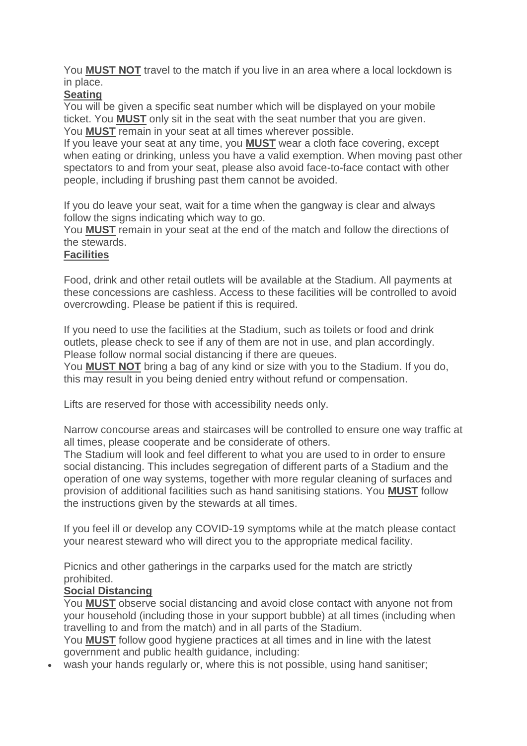You **MUST NOT** travel to the match if you live in an area where a local lockdown is in place.

## Seating

You will be given a specific seat number which will be displayed on your mobile ticket. You **MUST** only sit in the seat with the seat number that you are given. You **MUST** remain in your seat at all times wherever possible.

If you leave your seat at any time, you **MUST** wear a cloth face covering, except when eating or drinking, unless you have a valid exemption. When moving past other spectators to and from your seat, please also avoid face-to-face contact with other people, including if brushing past them cannot be avoided.

If you do leave your seat, wait for a time when the gangway is clear and always follow the signs indicating which way to go.

You **MUST** remain in your seat at the end of the match and follow the directions of the stewards.

## Facilities

Food, drink and other retail outlets will be available at the Stadium. All payments at these concessions are cashless. Access to these facilities will be controlled to avoid overcrowding. Please be patient if this is required.

If you need to use the facilities at the Stadium, such as toilets or food and drink outlets, please check to see if any of them are not in use, and plan accordingly. Please follow normal social distancing if there are queues.

You **MUST NOT** bring a bag of any kind or size with you to the Stadium. If you do, this may result in you being denied entry without refund or compensation.

Lifts are reserved for those with accessibility needs only.

Narrow concourse areas and staircases will be controlled to ensure one way traffic at all times, please cooperate and be considerate of others.

The Stadium will look and feel different to what you are used to in order to ensure social distancing. This includes segregation of different parts of a Stadium and the operation of one way systems, together with more regular cleaning of surfaces and provision of additional facilities such as hand sanitising stations. You **MUST** follow the instructions given by the stewards at all times.

If you feel ill or develop any COVID-19 symptoms while at the match please contact your nearest steward who will direct you to the appropriate medical facility.

Picnics and other gatherings in the carparks used for the match are strictly prohibited.

## Social Distancing

You **MUST** observe social distancing and avoid close contact with anyone not from your household (including those in your support bubble) at all times (including when travelling to and from the match) and in all parts of the Stadium.

You **MUST** follow good hygiene practices at all times and in line with the latest government and public health guidance, including:

- wash your hands regularly or, where this is not possible, using hand sanitiser;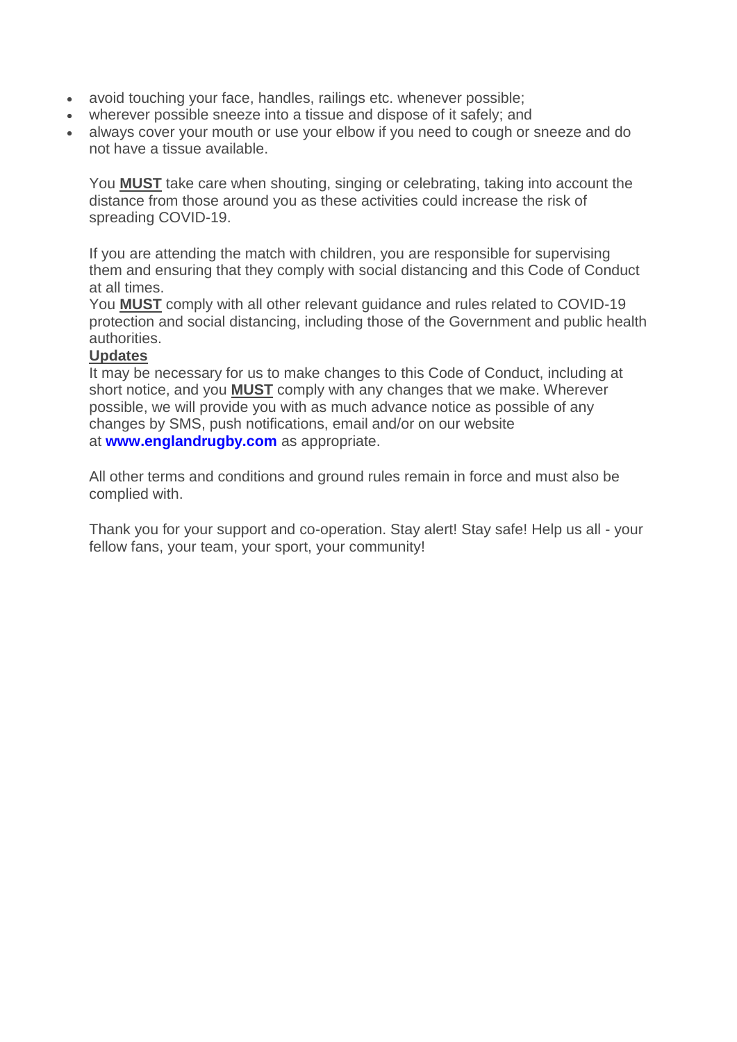- avoid touching your face, handles, railings etc. whenever possible;
- wherever possible sneeze into a tissue and dispose of it safely; and
- always cover your mouth or use your elbow if you need to cough or sneeze and do not have a tissue available.

You **MUST** take care when shouting, singing or celebrating, taking into account the distance from those around you as these activities could increase the risk of spreading COVID-19.

If you are attending the match with children, you are responsible for supervising them and ensuring that they comply with social distancing and this Code of Conduct at all times.

You **MUST** comply with all other relevant guidance and rules related to COVID-19 protection and social distancing, including those of the Government and public health authorities.

**Updates**

It may be necessary for us to make changes to this Code of Conduct, including at short notice, and you **MUST** comply with any changes that we make. Wherever possible, we will provide you with as much advance notice as possible of any changes by SMS, push notifications, email and/or on our website at **www.englandrugby.com** as appropriate.

All other terms and conditions and ground rules remain in force and must also be complied with.

Thank you for your support and co-operation. Stay alert! Stay safe! Help us all - your fellow fans, your team, your sport, your community!